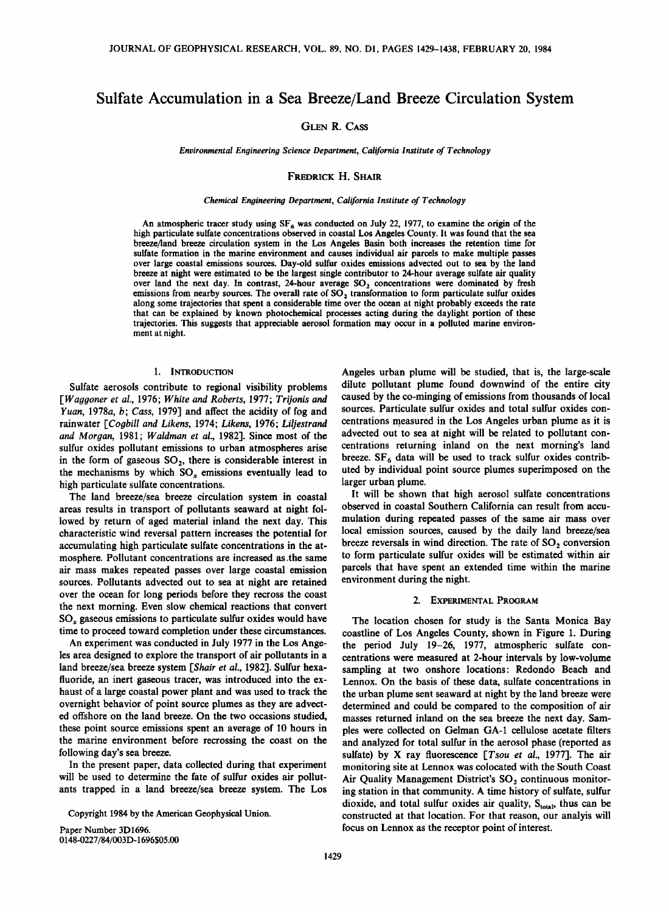# Sulfate Accumulation in a Sea Breeze/Land Breeze Circulation System

GLEN R. CASS

*Environmental Engineering Science Department, California Institute of Technology*

FREDRICK H. SHAIR

*Chemical Engineering Department, California Institute of Technology*

An atmospheric tracer study using $SF_6$ was conducted on July 22, 1977, to examine the origin of the high particulate sulfate concentrations observed in coastal Los Angeles County. It was found that the sea breeze/land breeze circulation system in the Los Angeles Basin both increases the retention time for sulfate formation in the marine environment and causes individual air parcels to make multiple passes over large coastal emissions sources. Day-old sulfur oxides emissions advected out to sea by the land breeze at night were estimated to be the largest single contributor to 24-hour average sulfate air quality over land the next day. In contrast, 24-hour average $SO_2$ concentrations were dominated by fresh emissions from nearby sources. The overall rate of $SO_2$ transformation to form particulate sulfur oxides along some trajectories that spent a considerable time over the ocean at night probably exceeds the rate that can be explained by known photochemical processes acting during the daylight portion of these trajectories. This suggests that appreciable aerosol formation may occur in a polluted marine environment at night.

## 1. INTRODUCTION

Sulfate aerosols contribute to regional visibility problems [*Waggoner et al.*, 1976; *White and Roberts*, 1977; *Trijonis and Yuan*, 1978*a*, *b*; *Cass*, 1979] and affect the acidity of fog and rainwater [*Cogbill and Likens*, 1974; *Likens*, 1976; *Liljestrand and Morgan*, 1981; *Waldman et al.*, 1982]. Since most of the sulfur oxides pollutant emissions to urban atmospheres arise in the form of gaseous $SO_2$, there is considerable interest in the mechanisms by which $SO_x$ emissions eventually lead to high particulate sulfate concentrations.

The land breeze/sea breeze circulation system in coastal areas results in transport of pollutants seaward at night followed by return of aged material inland the next day. This characteristic wind reversal pattern increases the potential for accumulating high particulate sulfate concentrations in the atmosphere. Pollutant concentrations are increased as the same air mass makes repeated passes over large coastal emission sources. Pollutants advected out to sea at night are retained over the ocean for long periods before they recross the coast the next morning. Even slow chemical reactions that convert $SO_x$ gaseous emissions to particulate sulfur oxides would have time to proceed toward completion under these circumstances.

An experiment was conducted in July 1977 in the Los Angeles area designed to explore the transport of air pollutants in a land breeze/sea breeze system [*Shair et al.*, 1982]. Sulfur hexafluoride, an inert gaseous tracer, was introduced into the exhaust of a large coastal power plant and was used to track the overnight behavior of point source plumes as they are advected offshore on the land breeze. On the two occasions studied, these point source emissions spent an average of 10 hours in the marine environment before recrossing the coast on the following day's sea breeze.

In the present paper, data collected during that experiment will be used to determine the fate of sulfur oxides air pollutants trapped in a land breeze/sea breeze system. The Los Angeles urban plume will be studied, that is, the large-scale dilute pollutant plume found downwind of the entire city caused by the co-minging of emissions from thousands of local sources. Particulate sulfur oxides and total sulfur oxides concentrations measured in the Los Angeles urban plume as it is advected out to sea at night will be related to pollutant concentrations returning inland on the next morning's land breeze. $SF_6$ data will be used to track sulfur oxides contributed by individual point source plumes superimposed on the larger urban plume.

It will be shown that high aerosol sulfate concentrations observed in coastal Southern California can result from accumulation during repeated passes of the same air mass over local emission sources, caused by the daily land breeze/sea breeze reversals in wind direction. The rate of $SO_2$ conversion to form particulate sulfur oxides will be estimated within air parcels that have spent an extended time within the marine environment during the night.

## 2. EXPERIMENTAL PROGRAM

The location chosen for study is the Santa Monica Bay coastline of Los Angeles County, shown in Figure 1. During the period July 19–26, 1977, atmospheric sulfate concentrations were measured at 2-hour intervals by low-volume sampling at two onshore locations: Redondo Beach and Lennox. On the basis of these data, sulfate concentrations in the urban plume sent seaward at night by the land breeze were determined and could be compared to the composition of air masses returned inland on the sea breeze the next day. Samples were collected on Gelman GA-1 cellulose acetate filters and analyzed for total sulfur in the aerosol phase (reported as sulfate) by X ray fluorescence [*Tsou et al.*, 1977]. The air monitoring site at Lennox was colocated with the South Coast Air Quality Management District's $SO_2$ continuous monitoring station in that community. A time history of sulfate, sulfur dioxide, and total sulfur oxides air quality, $S_{total}$, thus can be constructed at that location. For that reason, our analyis will focus on Lennox as the receptor point of interest.

Copyright 1984 by the American Geophysical Union.

Paper Number 3D1696.
0148-0227/84/003D-1696$05.00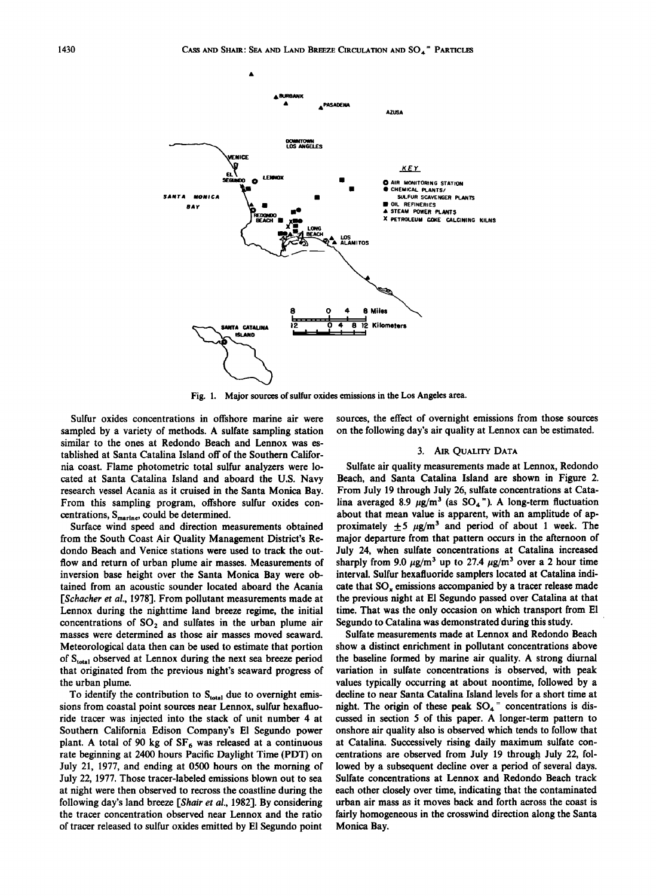Fig. 1. Major sources of sulfur oxides emissions in the Los Angeles area.

Sulfur oxides concentrations in offshore marine air were sampled by a variety of methods. A sulfate sampling station similar to the ones at Redondo Beach and Lennox was established at Santa Catalina Island off of the Southern California coast. Flame photometric total sulfur analyzers were located at Santa Catalina Island and aboard the U.S. Navy research vessel Acania as it cruised in the Santa Monica Bay. From this sampling program, offshore sulfur oxides concentrations, $S_{marine}$, could be determined.

Surface wind speed and direction measurements obtained from the South Coast Air Quality Management District's Redondo Beach and Venice stations were used to track the outflow and return of urban plume air masses. Measurements of inversion base height over the Santa Monica Bay were obtained from an acoustic sounder located aboard the Acania [*Schacher et al.*, 1978]. From pollutant measurements made at Lennox during the nighttime land breeze regime, the initial concentrations of $SO_2$ and sulfates in the urban plume air masses were determined as those air masses moved seaward. Meteorological data then can be used to estimate that portion of $S_{total}$ observed at Lennox during the next sea breeze period that originated from the previous night's seaward progress of the urban plume.

To identify the contribution to $S_{total}$ due to overnight emissions from coastal point sources near Lennox, sulfur hexafluoride tracer was injected into the stack of unit number 4 at Southern California Edison Company's El Segundo power plant. A total of 90 kg of $SF_6$ was released at a continuous rate beginning at 2400 hours Pacific Daylight Time (PDT) on July 21, 1977, and ending at 0500 hours on the morning of July 22, 1977. Those tracer-labeled emissions blown out to sea at night were then observed to recross the coastline during the following day's land breeze [*Shair et al.*, 1982]. By considering the tracer concentration observed near Lennox and the ratio of tracer released to sulfur oxides emitted by El Segundo point sources, the effect of overnight emissions from those sources on the following day's air quality at Lennox can be estimated.

## 3. Air Quality Data

Sulfate air quality measurements made at Lennox, Redondo Beach, and Santa Catalina Island are shown in Figure 2. From July 19 through July 26, sulfate concentrations at Catalina averaged 8.9 $\mu g/m^3$ (as $SO_4^=$). A long-term fluctuation about that mean value is apparent, with an amplitude of approximately $\pm 5$ $\mu g/m^3$ and period of about 1 week. The major departure from that pattern occurs in the afternoon of July 24, when sulfate concentrations at Catalina increased sharply from 9.0 $\mu g/m^3$ up to 27.4 $\mu g/m^3$ over a 2 hour time interval. Sulfur hexafluoride samplers located at Catalina indicate that $SO_x$ emissions accompanied by a tracer release made the previous night at El Segundo passed over Catalina at that time. That was the only occasion on which transport from El Segundo to Catalina was demonstrated during this study.

Sulfate measurements made at Lennox and Redondo Beach show a distinct enrichment in pollutant concentrations above the baseline formed by marine air quality. A strong diurnal variation in sulfate concentrations is observed, with peak values typically occurring at about noontime, followed by a decline to near Santa Catalina Island levels for a short time at night. The origin of these peak $SO_4^=$ concentrations is discussed in section 5 of this paper. A longer-term pattern to onshore air quality also is observed which tends to follow that at Catalina. Successively rising daily maximum sulfate concentrations are observed from July 19 through July 22, followed by a subsequent decline over a period of several days. Sulfate concentrations at Lennox and Redondo Beach track each other closely over time, indicating that the contaminated urban air mass as it moves back and forth across the coast is fairly homogeneous in the crosswind direction along the Santa Monica Bay.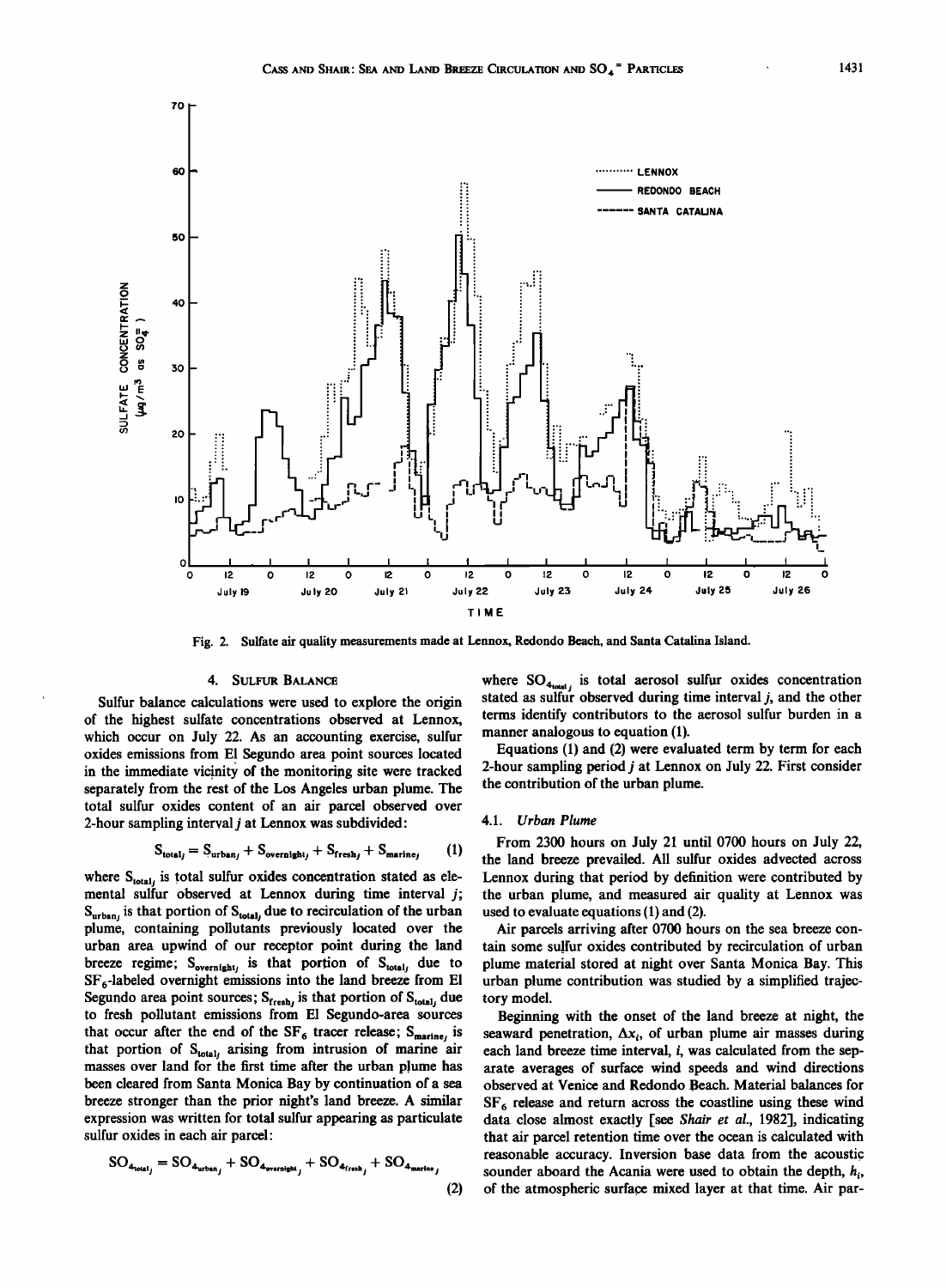Fig. 2. Sulfate air quality measurements made at Lennox, Redondo Beach, and Santa Catalina Island.

## 4. Sulfur Balance

Sulfur balance calculations were used to explore the origin of the highest sulfate concentrations observed at Lennox, which occur on July 22. As an accounting exercise, sulfur oxides emissions from El Segundo area point sources located in the immediate vicinity of the monitoring site were tracked separately from the rest of the Los Angeles urban plume. The total sulfur oxides content of an air parcel observed over 2-hour sampling interval $j$ at Lennox was subdivided:

$$S_{total_j} = S_{urban_j} + S_{overnight_j} + S_{fresh_j} + S_{marine_j} \quad (1)$$

where $S_{total_j}$ is total sulfur oxides concentration stated as elemental sulfur observed at Lennox during time interval $j$; $S_{urban_j}$ is that portion of $S_{total_j}$ due to recirculation of the urban plume, containing pollutants previously located over the urban area upwind of our receptor point during the land breeze regime; $S_{overnight_j}$ is that portion of $S_{total_j}$ due to $SF_6$-labeled overnight emissions into the land breeze from El Segundo area point sources; $S_{fresh_j}$ is that portion of $S_{total_j}$ due to fresh pollutant emissions from El Segundo-area sources that occur after the end of the $SF_6$ tracer release; $S_{marine_j}$ is that portion of $S_{total_j}$ arising from intrusion of marine air masses over land for the first time after the urban plume has been cleared from Santa Monica Bay by continuation of a sea breeze stronger than the prior night's land breeze. A similar expression was written for total sulfur appearing as particulate sulfur oxides in each air parcel:

$$SO_{4_{total_j}} = SO_{4_{urban_j}} + SO_{4_{overnight_j}} + SO_{4_{fresh_j}} + SO_{4_{marine_j}} \quad (2)$$

where $SO_{4_{total_j}}$ is total aerosol sulfur oxides concentration stated as sulfur observed during time interval $j$, and the other terms identify contributors to the aerosol sulfur burden in a manner analogous to equation (1).

Equations (1) and (2) were evaluated term by term for each 2-hour sampling period $j$ at Lennox on July 22. First consider the contribution of the urban plume.

### 4.1. *Urban Plume*

From 2300 hours on July 21 until 0700 hours on July 22, the land breeze prevailed. All sulfur oxides advected across Lennox during that period by definition were contributed by the urban plume, and measured air quality at Lennox was used to evaluate equations (1) and (2).

Air parcels arriving after 0700 hours on the sea breeze contain some sulfur oxides contributed by recirculation of urban plume material stored at night over Santa Monica Bay. This urban plume contribution was studied by a simplified trajectory model.

Beginning with the onset of the land breeze at night, the seaward penetration, $\Delta x_i$, of urban plume air masses during each land breeze time interval, $i$, was calculated from the separate averages of surface wind speeds and wind directions observed at Venice and Redondo Beach. Material balances for $SF_6$ release and return across the coastline using these wind data close almost exactly [see *Shair et al.*, 1982], indicating that air parcel retention time over the ocean is calculated with reasonable accuracy. Inversion base data from the acoustic sounder aboard the Acania were used to obtain the depth, $h_i$, of the atmospheric surface mixed layer at that time. Air par-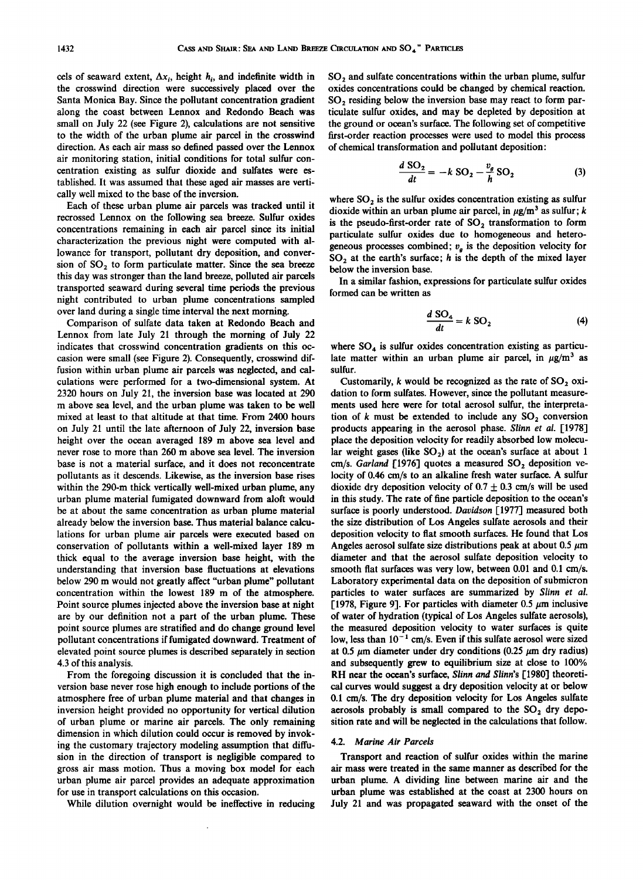cels of seaward extent, $\Delta x_i$, height $h_i$, and indefinite width in the crosswind direction were successively placed over the Santa Monica Bay. Since the pollutant concentration gradient along the coast between Lennox and Redondo Beach was small on July 22 (see Figure 2), calculations are not sensitive to the width of the urban plume air parcel in the crosswind direction. As each air mass so defined passed over the Lennox air monitoring station, initial conditions for total sulfur concentration existing as sulfur dioxide and sulfates were established. It was assumed that these aged air masses are vertically well mixed to the base of the inversion.

Each of these urban plume air parcels was tracked until it recrossed Lennox on the following sea breeze. Sulfur oxides concentrations remaining in each air parcel since its initial characterization the previous night were computed with allowance for transport, pollutant dry deposition, and conversion of $SO_2$ to form particulate matter. Since the sea breeze this day was stronger than the land breeze, polluted air parcels transported seaward during several time periods the previous night contributed to urban plume concentrations sampled over land during a single time interval the next morning.

Comparison of sulfate data taken at Redondo Beach and Lennox from late July 21 through the morning of July 22 indicates that crosswind concentration gradients on this occasion were small (see Figure 2). Consequently, crosswind diffusion within urban plume air parcels was neglected, and calculations were performed for a two-dimensional system. At 2320 hours on July 21, the inversion base was located at 290 m above sea level, and the urban plume was taken to be well mixed at least to that altitude at that time. From 2400 hours on July 21 until the late afternoon of July 22, inversion base height over the ocean averaged 189 m above sea level and never rose to more than 260 m above sea level. The inversion base is not a material surface, and it does not reconcentrate pollutants as it descends. Likewise, as the inversion base rises within the 290-m thick vertically well-mixed urban plume, any urban plume material fumigated downward from aloft would be at about the same concentration as urban plume material already below the inversion base. Thus material balance calculations for urban plume air parcels were executed based on conservation of pollutants within a well-mixed layer 189 m thick equal to the average inversion base height, with the understanding that inversion base fluctuations at elevations below 290 m would not greatly affect "urban plume" pollutant concentration within the lowest 189 m of the atmosphere. Point source plumes injected above the inversion base at night are by our definition not a part of the urban plume. These point source plumes are stratified and do change ground level pollutant concentrations if fumigated downward. Treatment of elevated point source plumes is described separately in section 4.3 of this analysis.

From the foregoing discussion it is concluded that the inversion base never rose high enough to include portions of the atmosphere free of urban plume material and that changes in inversion height provided no opportunity for vertical dilution of urban plume or marine air parcels. The only remaining dimension in which dilution could occur is removed by invoking the customary trajectory modeling assumption that diffusion in the direction of transport is negligible compared to gross air mass motion. Thus a moving box model for each urban plume air parcel provides an adequate approximation for use in transport calculations on this occasion.

While dilution overnight would be ineffective in reducing $SO_2$ and sulfate concentrations within the urban plume, sulfur oxides concentrations could be changed by chemical reaction. $SO_2$ residing below the inversion base may react to form particulate sulfur oxides, and may be depleted by deposition at the ground or ocean's surface. The following set of competitive first-order reaction processes were used to model this process of chemical transformation and pollutant deposition:

$$\frac{d\,SO_2}{dt} = -k\,SO_2 - \frac{v_g}{h}\,SO_2 \tag{3}$$

where $SO_2$ is the sulfur oxides concentration existing as sulfur dioxide within an urban plume air parcel, in $\mu g/m^3$ as sulfur; $k$ is the pseudo-first-order rate of $SO_2$ transformation to form particulate sulfur oxides due to homogeneous and heterogeneous processes combined; $v_g$ is the deposition velocity for $SO_2$ at the earth's surface; $h$ is the depth of the mixed layer below the inversion base.

In a similar fashion, expressions for particulate sulfur oxides formed can be written as

$$\frac{d\,SO_4}{dt} = k\,SO_2 \tag{4}$$

where $SO_4$ is sulfur oxides concentration existing as particulate matter within an urban plume air parcel, in $\mu g/m^3$ as sulfur.

Customarily, $k$ would be recognized as the rate of $SO_2$ oxidation to form sulfates. However, since the pollutant measurements used here were for total aerosol sulfur, the interpretation of $k$ must be extended to include any $SO_2$ conversion products appearing in the aerosol phase. *Slinn et al.* [1978] place the deposition velocity for readily absorbed low molecular weight gases (like $SO_2$) at the ocean's surface at about 1 cm/s. *Garland* [1976] quotes a measured $SO_2$ deposition velocity of 0.46 cm/s to an alkaline fresh water surface. A sulfur dioxide dry deposition velocity of $0.7 \pm 0.3$ cm/s will be used in this study. The rate of fine particle deposition to the ocean's surface is poorly understood. *Davidson* [1977] measured both the size distribution of Los Angeles sulfate aerosols and their deposition velocity to flat smooth surfaces. He found that Los Angeles aerosol sulfate size distributions peak at about 0.5 $\mu m$ diameter and that the aerosol sulfate deposition velocity to smooth flat surfaces was very low, between 0.01 and 0.1 cm/s. Laboratory experimental data on the deposition of submicron particles to water surfaces are summarized by *Slinn et al.* [1978, Figure 9]. For particles with diameter 0.5 $\mu m$ inclusive of water of hydration (typical of Los Angeles sulfate aerosols), the measured deposition velocity to water surfaces is quite low, less than $10^{-1}$ cm/s. Even if this sulfate aerosol were sized at 0.5 $\mu m$ diameter under dry conditions (0.25 $\mu m$ dry radius) and subsequently grew to equilibrium size at close to 100% RH near the ocean's surface, *Slinn and Slinn's* [1980] theoretical curves would suggest a dry deposition velocity at or below 0.1 cm/s. The dry deposition velocity for Los Angeles sulfate aerosols probably is small compared to the $SO_2$ dry deposition rate and will be neglected in the calculations that follow.

### 4.2. Marine Air Parcels

Transport and reaction of sulfur oxides within the marine air mass were treated in the same manner as described for the urban plume. A dividing line between marine air and the urban plume was established at the coast at 2300 hours on July 21 and was propagated seaward with the onset of the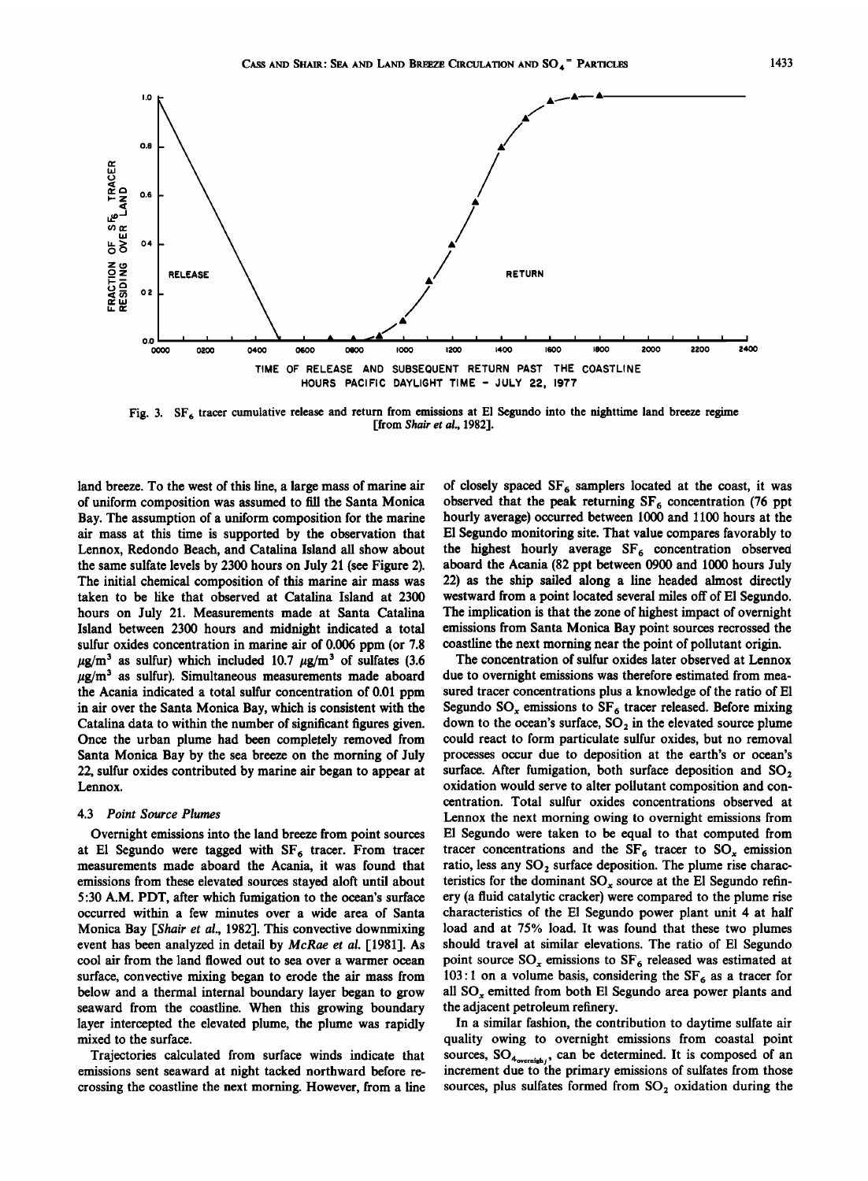Fig. 3. $SF_6$ tracer cumulative release and return from emissions at El Segundo into the nighttime land breeze regime [from *Shair et al.*, 1982].

land breeze. To the west of this line, a large mass of marine air of uniform composition was assumed to fill the Santa Monica Bay. The assumption of a uniform composition for the marine air mass at this time is supported by the observation that Lennox, Redondo Beach, and Catalina Island all show about the same sulfate levels by 2300 hours on July 21 (see Figure 2). The initial chemical composition of this marine air mass was taken to be like that observed at Catalina Island at 2300 hours on July 21. Measurements made at Santa Catalina Island between 2300 hours and midnight indicated a total sulfur oxides concentration in marine air of 0.006 ppm (or 7.8 $\mu g/m^3$ as sulfur) which included 10.7 $\mu g/m^3$ of sulfates (3.6 $\mu g/m^3$ as sulfur). Simultaneous measurements made aboard the Acania indicated a total sulfur concentration of 0.01 ppm in air over the Santa Monica Bay, which is consistent with the Catalina data to within the number of significant figures given. Once the urban plume had been completely removed from Santa Monica Bay by the sea breeze on the morning of July 22, sulfur oxides contributed by marine air began to appear at Lennox.

### 4.3 *Point Source Plumes*

Overnight emissions into the land breeze from point sources at El Segundo were tagged with $SF_6$ tracer. From tracer measurements made aboard the Acania, it was found that emissions from these elevated sources stayed aloft until about 5:30 A.M. PDT, after which fumigation to the ocean's surface occurred within a few minutes over a wide area of Santa Monica Bay [*Shair et al.*, 1982]. This convective downmixing event has been analyzed in detail by *McRae et al.* [1981]. As cool air from the land flowed out to sea over a warmer ocean surface, convective mixing began to erode the air mass from below and a thermal internal boundary layer began to grow seaward from the coastline. When this growing boundary layer intercepted the elevated plume, the plume was rapidly mixed to the surface.

Trajectories calculated from surface winds indicate that emissions sent seaward at night tacked northward before recrossing the coastline the next morning. However, from a line of closely spaced $SF_6$ samplers located at the coast, it was observed that the peak returning $SF_6$ concentration (76 ppt hourly average) occurred between 1000 and 1100 hours at the El Segundo monitoring site. That value compares favorably to the highest hourly average $SF_6$ concentration observed aboard the Acania (82 ppt between 0900 and 1000 hours July 22) as the ship sailed along a line headed almost directly westward from a point located several miles off of El Segundo. The implication is that the zone of highest impact of overnight emissions from Santa Monica Bay point sources recrossed the coastline the next morning near the point of pollutant origin.

The concentration of sulfur oxides later observed at Lennox due to overnight emissions was therefore estimated from measured tracer concentrations plus a knowledge of the ratio of El Segundo $SO_x$ emissions to $SF_6$ tracer released. Before mixing down to the ocean's surface, $SO_2$ in the elevated source plume could react to form particulate sulfur oxides, but no removal processes occur due to deposition at the earth's or ocean's surface. After fumigation, both surface deposition and $SO_2$ oxidation would serve to alter pollutant composition and concentration. Total sulfur oxides concentrations observed at Lennox the next morning owing to overnight emissions from El Segundo were taken to be equal to that computed from tracer concentrations and the $SF_6$ tracer to $SO_x$ emission ratio, less any $SO_2$ surface deposition. The plume rise characteristics for the dominant $SO_x$ source at the El Segundo refinery (a fluid catalytic cracker) were compared to the plume rise characteristics of the El Segundo power plant unit 4 at half load and at 75% load. It was found that these two plumes should travel at similar elevations. The ratio of El Segundo point source $SO_x$ emissions to $SF_6$ released was estimated at 103:1 on a volume basis, considering the $SF_6$ as a tracer for all $SO_x$ emitted from both El Segundo area power plants and the adjacent petroleum refinery.

In a similar fashion, the contribution to daytime sulfate air quality owing to overnight emissions from coastal point sources, $SO_{4_{\text{overnight}_j}}$, can be determined. It is composed of an increment due to the primary emissions of sulfates from those sources, plus sulfates formed from $SO_2$ oxidation during the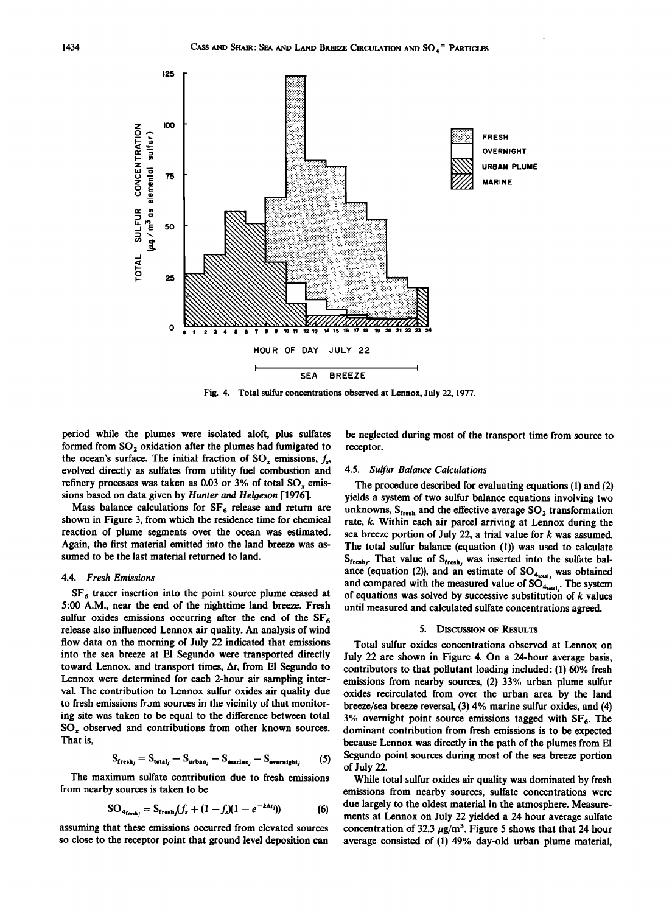Fig. 4. Total sulfur concentrations observed at Lennox, July 22, 1977.

period while the plumes were isolated aloft, plus sulfates formed from $SO_2$ oxidation after the plumes had fumigated to the ocean's surface. The initial fraction of $SO_x$ emissions, $f_s$, evolved directly as sulfates from utility fuel combustion and refinery processes was taken as 0.03 or 3% of total $SO_x$ emissions based on data given by *Hunter and Helgeson* [1976].

Mass balance calculations for $SF_6$ release and return are shown in Figure 3, from which the residence time for chemical reaction of plume segments over the ocean was estimated. Again, the first material emitted into the land breeze was assumed to be the last material returned to land.

### 4.4. *Fresh Emissions*

$SF_6$ tracer insertion into the point source plume ceased at 5:00 A.M., near the end of the nighttime land breeze. Fresh sulfur oxides emissions occurring after the end of the $SF_6$ release also influenced Lennox air quality. An analysis of wind flow data on the morning of July 22 indicated that emissions into the sea breeze at El Segundo were transported directly toward Lennox, and transport times, $\Delta t$, from El Segundo to Lennox were determined for each 2-hour air sampling interval. The contribution to Lennox sulfur oxides air quality due to fresh emissions from sources in the vicinity of that monitoring site was taken to be equal to the difference between total $SO_x$ observed and contributions from other known sources. That is,

$$S_{\text{fresh}_j} = S_{\text{total}_j} - S_{\text{urban}_j} - S_{\text{marine}_j} - S_{\text{overnight}_j} \qquad (5)$$

The maximum sulfate contribution due to fresh emissions from nearby sources is taken to be

$$SO_{4_{\text{fresh}_j}} = S_{\text{fresh}_j}(f_s + (1 - f_s)(1 - e^{-k\Delta t_j})) \qquad (6)$$

assuming that these emissions occurred from elevated sources so close to the receptor point that ground level deposition can be neglected during most of the transport time from source to receptor.

### 4.5. *Sulfur Balance Calculations*

The procedure described for evaluating equations (1) and (2) yields a system of two sulfur balance equations involving two unknowns, $S_{\text{fresh}}$ and the effective average $SO_2$ transformation rate, $k$. Within each air parcel arriving at Lennox during the sea breeze portion of July 22, a trial value for $k$ was assumed. The total sulfur balance (equation (1)) was used to calculate $S_{\text{fresh}_j}$. That value of $S_{\text{fresh}_j}$ was inserted into the sulfate balance (equation (2)), and an estimate of $SO_{4_{\text{total}_j}}$ was obtained and compared with the measured value of $SO_{4_{\text{total}_j}}$. The system of equations was solved by successive substitution of $k$ values until measured and calculated sulfate concentrations agreed.

## 5. Discussion of Results

Total sulfur oxides concentrations observed at Lennox on July 22 are shown in Figure 4. On a 24-hour average basis, contributors to that pollutant loading included: (1) 60% fresh emissions from nearby sources, (2) 33% urban plume sulfur oxides recirculated from over the urban area by the land breeze/sea breeze reversal, (3) 4% marine sulfur oxides, and (4) 3% overnight point source emissions tagged with $SF_6$. The dominant contribution from fresh emissions is to be expected because Lennox was directly in the path of the plumes from El Segundo point sources during most of the sea breeze portion of July 22.

While total sulfur oxides air quality was dominated by fresh emissions from nearby sources, sulfate concentrations were due largely to the oldest material in the atmosphere. Measurements at Lennox on July 22 yielded a 24 hour average sulfate concentration of 32.3 $\mu g/m^3$. Figure 5 shows that that 24 hour average consisted of (1) 49% day-old urban plume material,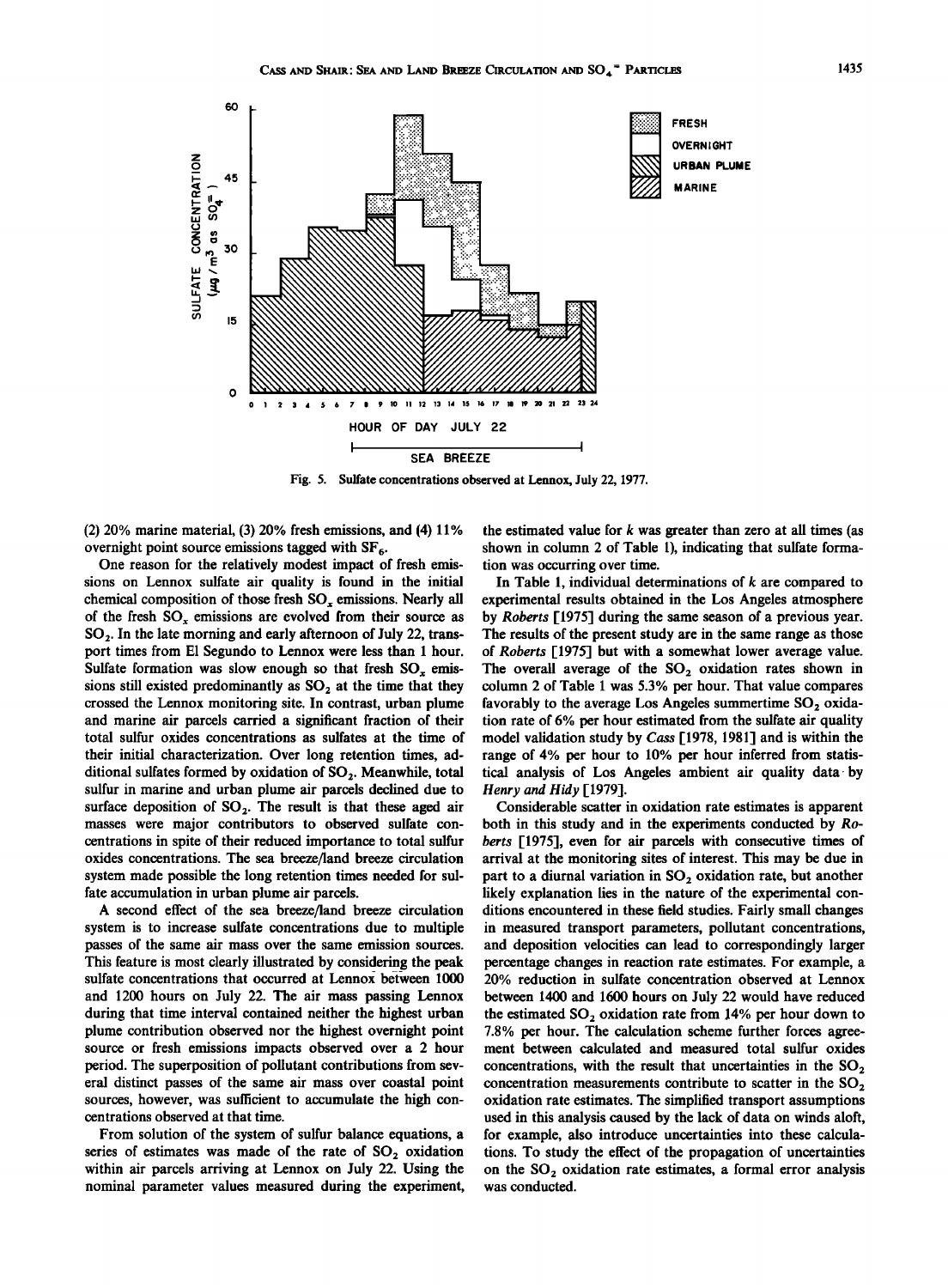Fig. 5. Sulfate concentrations observed at Lennox, July 22, 1977.

(2) 20% marine material, (3) 20% fresh emissions, and (4) 11% overnight point source emissions tagged with $SF_6$.

One reason for the relatively modest impact of fresh emissions on Lennox sulfate air quality is found in the initial chemical composition of those fresh $SO_x$ emissions. Nearly all of the fresh $SO_x$ emissions are evolved from their source as $SO_2$. In the late morning and early afternoon of July 22, transport times from El Segundo to Lennox were less than 1 hour. Sulfate formation was slow enough so that fresh $SO_x$ emissions still existed predominantly as $SO_2$ at the time that they crossed the Lennox monitoring site. In contrast, urban plume and marine air parcels carried a significant fraction of their total sulfur oxides concentrations as sulfates at the time of their initial characterization. Over long retention times, additional sulfates formed by oxidation of $SO_2$. Meanwhile, total sulfur in marine and urban plume air parcels declined due to surface deposition of $SO_2$. The result is that these aged air masses were major contributors to observed sulfate concentrations in spite of their reduced importance to total sulfur oxides concentrations. The sea breeze/land breeze circulation system made possible the long retention times needed for sulfate accumulation in urban plume air parcels.

A second effect of the sea breeze/land breeze circulation system is to increase sulfate concentrations due to multiple passes of the same air mass over the same emission sources. This feature is most clearly illustrated by considering the peak sulfate concentrations that occurred at Lennox between 1000 and 1200 hours on July 22. The air mass passing Lennox during that time interval contained neither the highest urban plume contribution observed nor the highest overnight point source or fresh emissions impacts observed over a 2 hour period. The superposition of pollutant contributions from several distinct passes of the same air mass over coastal point sources, however, was sufficient to accumulate the high concentrations observed at that time.

From solution of the system of sulfur balance equations, a series of estimates was made of the rate of $SO_2$ oxidation within air parcels arriving at Lennox on July 22. Using the nominal parameter values measured during the experiment, the estimated value for $k$ was greater than zero at all times (as shown in column 2 of Table 1), indicating that sulfate formation was occurring over time.

In Table 1, individual determinations of $k$ are compared to experimental results obtained in the Los Angeles atmosphere by *Roberts* [1975] during the same season of a previous year. The results of the present study are in the same range as those of *Roberts* [1975] but with a somewhat lower average value. The overall average of the $SO_2$ oxidation rates shown in column 2 of Table 1 was 5.3% per hour. That value compares favorably to the average Los Angeles summertime $SO_2$ oxidation rate of 6% per hour estimated from the sulfate air quality model validation study by *Cass* [1978, 1981] and is within the range of 4% per hour to 10% per hour inferred from statistical analysis of Los Angeles ambient air quality data by *Henry and Hidy* [1979].

Considerable scatter in oxidation rate estimates is apparent both in this study and in the experiments conducted by *Roberts* [1975], even for air parcels with consecutive times of arrival at the monitoring sites of interest. This may be due in part to a diurnal variation in $SO_2$ oxidation rate, but another likely explanation lies in the nature of the experimental conditions encountered in these field studies. Fairly small changes in measured transport parameters, pollutant concentrations, and deposition velocities can lead to correspondingly larger percentage changes in reaction rate estimates. For example, a 20% reduction in sulfate concentration observed at Lennox between 1400 and 1600 hours on July 22 would have reduced the estimated $SO_2$ oxidation rate from 14% per hour down to 7.8% per hour. The calculation scheme further forces agreement between calculated and measured total sulfur oxides concentrations, with the result that uncertainties in the $SO_2$ concentration measurements contribute to scatter in the $SO_2$ oxidation rate estimates. The simplified transport assumptions used in this analysis caused by the lack of data on winds aloft, for example, also introduce uncertainties into these calculations. To study the effect of the propagation of uncertainties on the $SO_2$ oxidation rate estimates, a formal error analysis was conducted.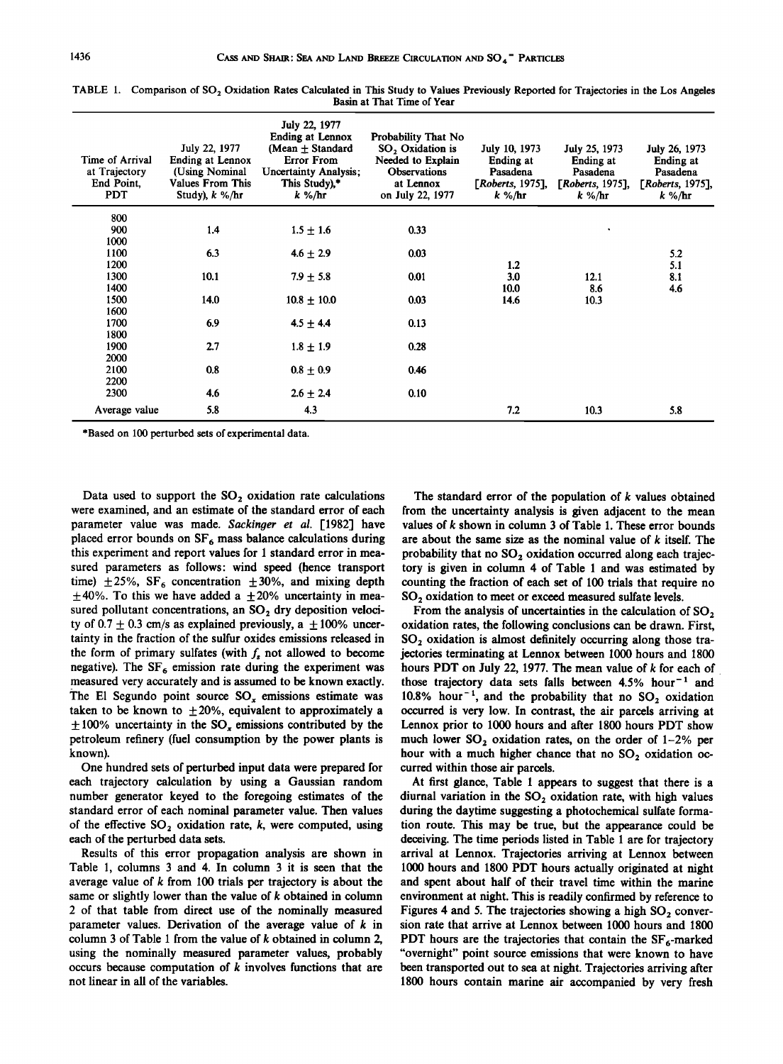TABLE 1. Comparison of $SO_2$ Oxidation Rates Calculated in This Study to Values Previously Reported for Trajectories in the Los Angeles Basin at That Time of Year

| Time of Arrival at Trajectory End Point, PDT | July 22, 1977 Ending at Lennox (Using Nominal Values From This Study), $k$ %/hr | July 22, 1977 Ending at Lennox (Mean ± Standard Error From Uncertainty Analysis; This Study),* $k$ %/hr | Probability That No $SO_2$ Oxidation is Needed to Explain Observations at Lennox on July 22, 1977 | July 10, 1973 Ending at Pasadena [*Roberts*, 1975], $k$ %/hr | July 25, 1973 Ending at Pasadena [*Roberts*, 1975], $k$ %/hr | July 26, 1973 Ending at Pasadena [*Roberts*, 1975], $k$ %/hr |
|---|---|---|---|---|---|---|
| 800 | | | | | | |
| 900 | 1.4 | 1.5 ± 1.6 | 0.33 | | | |
| 1000 | | | | | | |
| 1100 | 6.3 | 4.6 ± 2.9 | 0.03 | | | 5.2 |
| 1200 | | | | 1.2 | | 5.1 |
| 1300 | 10.1 | 7.9 ± 5.8 | 0.01 | 3.0 | 12.1 | 8.1 |
| 1400 | | | | 10.0 | 8.6 | 4.6 |
| 1500 | 14.0 | 10.8 ± 10.0 | 0.03 | 14.6 | 10.3 | |
| 1600 | | | | | | |
| 1700 | 6.9 | 4.5 ± 4.4 | 0.13 | | | |
| 1800 | | | | | | |
| 1900 | 2.7 | 1.8 ± 1.9 | 0.28 | | | |
| 2000 | | | | | | |
| 2100 | 0.8 | 0.8 ± 0.9 | 0.46 | | | |
| 2200 | | | | | | |
| 2300 | 4.6 | 2.6 ± 2.4 | 0.10 | | | |
| Average value | 5.8 | 4.3 | | 7.2 | 10.3 | 5.8 |

*Based on 100 perturbed sets of experimental data.

Data used to support the $SO_2$ oxidation rate calculations were examined, and an estimate of the standard error of each parameter value was made. *Sackinger et al.* [1982] have placed error bounds on $SF_6$ mass balance calculations during this experiment and report values for 1 standard error in measured parameters as follows: wind speed (hence transport time) ±25%, $SF_6$ concentration ±30%, and mixing depth ±40%. To this we have added a ±20% uncertainty in measured pollutant concentrations, an $SO_2$ dry deposition velocity of 0.7 ± 0.3 cm/s as explained previously, a ±100% uncertainty in the fraction of the sulfur oxides emissions released in the form of primary sulfates (with $f_s$ not allowed to become negative). The $SF_6$ emission rate during the experiment was measured very accurately and is assumed to be known exactly. The El Segundo point source $SO_x$ emissions estimate was taken to be known to ±20%, equivalent to approximately a ±100% uncertainty in the $SO_x$ emissions contributed by the petroleum refinery (fuel consumption by the power plants is known).

One hundred sets of perturbed input data were prepared for each trajectory calculation by using a Gaussian random number generator keyed to the foregoing estimates of the standard error of each nominal parameter value. Then values of the effective $SO_2$ oxidation rate, $k$, were computed, using each of the perturbed data sets.

Results of this error propagation analysis are shown in Table 1, columns 3 and 4. In column 3 it is seen that the average value of $k$ from 100 trials per trajectory is about the same or slightly lower than the value of $k$ obtained in column 2 of that table from direct use of the nominally measured parameter values. Derivation of the average value of $k$ in column 3 of Table 1 from the value of $k$ obtained in column 2, using the nominally measured parameter values, probably occurs because computation of $k$ involves functions that are not linear in all of the variables.

The standard error of the population of $k$ values obtained from the uncertainty analysis is given adjacent to the mean values of $k$ shown in column 3 of Table 1. These error bounds are about the same size as the nominal value of $k$ itself. The probability that no $SO_2$ oxidation occurred along each trajectory is given in column 4 of Table 1 and was estimated by counting the fraction of each set of 100 trials that require no $SO_2$ oxidation to meet or exceed measured sulfate levels.

From the analysis of uncertainties in the calculation of $SO_2$ oxidation rates, the following conclusions can be drawn. First, $SO_2$ oxidation is almost definitely occurring along those trajectories terminating at Lennox between 1000 hours and 1800 hours PDT on July 22, 1977. The mean value of $k$ for each of those trajectory data sets falls between 4.5% hour$^{-1}$ and 10.8% hour$^{-1}$, and the probability that no $SO_2$ oxidation occurred is very low. In contrast, the air parcels arriving at Lennox prior to 1000 hours and after 1800 hours PDT show much lower $SO_2$ oxidation rates, on the order of 1–2% per hour with a much higher chance that no $SO_2$ oxidation occurred within those air parcels.

At first glance, Table 1 appears to suggest that there is a diurnal variation in the $SO_2$ oxidation rate, with high values during the daytime suggesting a photochemical sulfate formation route. This may be true, but the appearance could be deceiving. The time periods listed in Table 1 are for trajectory arrival at Lennox. Trajectories arriving at Lennox between 1000 hours and 1800 PDT hours actually originated at night and spent about half of their travel time within the marine environment at night. This is readily confirmed by reference to Figures 4 and 5. The trajectories showing a high $SO_2$ conversion rate that arrive at Lennox between 1000 hours and 1800 PDT hours are the trajectories that contain the $SF_6$-marked "overnight" point source emissions that were known to have been transported out to sea at night. Trajectories arriving after 1800 hours contain marine air accompanied by very fresh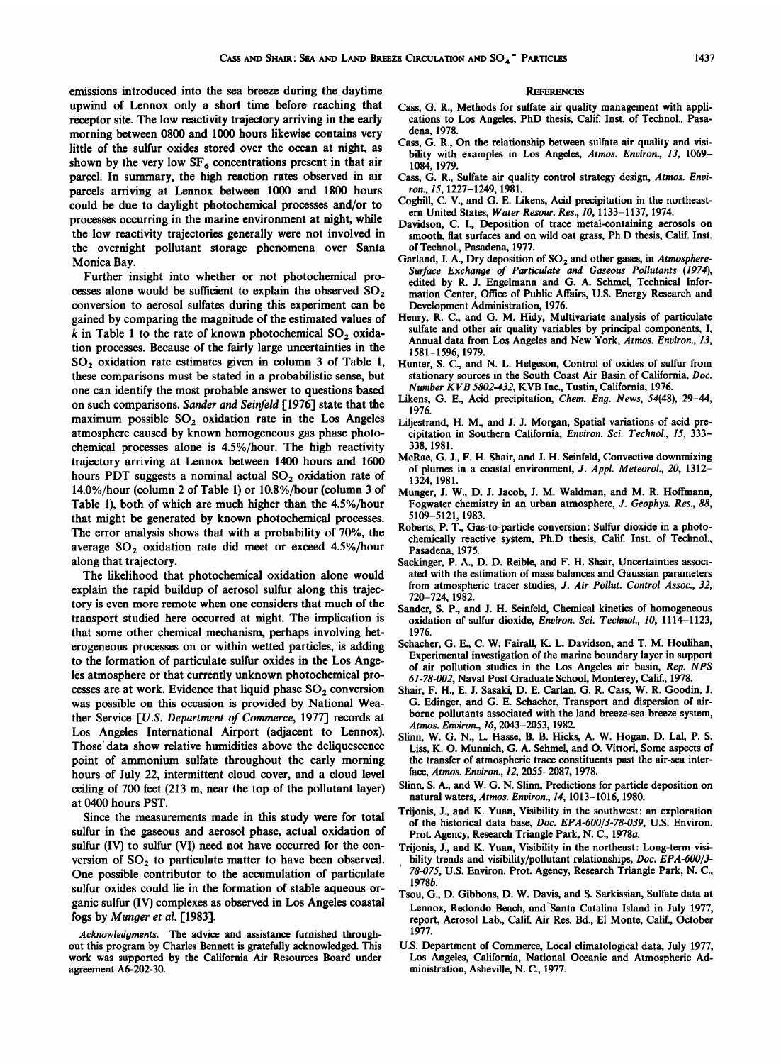emissions introduced into the sea breeze during the daytime upwind of Lennox only a short time before reaching that receptor site. The low reactivity trajectory arriving in the early morning between 0800 and 1000 hours likewise contains very little of the sulfur oxides stored over the ocean at night, as shown by the very low $SF_6$ concentrations present in that air parcel. In summary, the high reaction rates observed in air parcels arriving at Lennox between 1000 and 1800 hours could be due to daylight photochemical processes and/or to processes occurring in the marine environment at night, while the low reactivity trajectories generally were not involved in the overnight pollutant storage phenomena over Santa Monica Bay.

Further insight into whether or not photochemical processes alone would be sufficient to explain the observed $SO_2$ conversion to aerosol sulfates during this experiment can be gained by comparing the magnitude of the estimated values of $k$ in Table 1 to the rate of known photochemical $SO_2$ oxidation processes. Because of the fairly large uncertainties in the $SO_2$ oxidation rate estimates given in column 3 of Table 1, these comparisons must be stated in a probabilistic sense, but one can identify the most probable answer to questions based on such comparisons. *Sander and Seinfeld* [1976] state that the maximum possible $SO_2$ oxidation rate in the Los Angeles atmosphere caused by known homogeneous gas phase photochemical processes alone is 4.5%/hour. The high reactivity trajectory arriving at Lennox between 1400 hours and 1600 hours PDT suggests a nominal actual $SO_2$ oxidation rate of 14.0%/hour (column 2 of Table 1) or 10.8%/hour (column 3 of Table 1), both of which are much higher than the 4.5%/hour that might be generated by known photochemical processes. The error analysis shows that with a probability of 70%, the average $SO_2$ oxidation rate did meet or exceed 4.5%/hour along that trajectory.

The likelihood that photochemical oxidation alone would explain the rapid buildup of aerosol sulfur along this trajectory is even more remote when one considers that much of the transport studied here occurred at night. The implication is that some other chemical mechanism, perhaps involving heterogeneous processes on or within wetted particles, is adding to the formation of particulate sulfur oxides in the Los Angeles atmosphere or that currently unknown photochemical processes are at work. Evidence that liquid phase $SO_2$ conversion was possible on this occasion is provided by National Weather Service [*U.S. Department of Commerce*, 1977] records at Los Angeles International Airport (adjacent to Lennox). Those data show relative humidities above the deliquescence point of ammonium sulfate throughout the early morning hours of July 22, intermittent cloud cover, and a cloud level ceiling of 700 feet (213 m, near the top of the pollutant layer) at 0400 hours PST.

Since the measurements made in this study were for total sulfur in the gaseous and aerosol phase, actual oxidation of sulfur (IV) to sulfur (VI) need not have occurred for the conversion of $SO_2$ to particulate matter to have been observed. One possible contributor to the accumulation of particulate sulfur oxides could lie in the formation of stable aqueous organic sulfur (IV) complexes as observed in Los Angeles coastal fogs by *Munger et al.* [1983].

*Acknowledgments.* The advice and assistance furnished throughout this program by Charles Bennett is gratefully acknowledged. This work was supported by the California Air Resources Board under agreement A6-202-30.

## References

Cass, G. R., Methods for sulfate air quality management with applications to Los Angeles, PhD thesis, Calif. Inst. of Technol., Pasadena, 1978.

Cass, G. R., On the relationship between sulfate air quality and visibility with examples in Los Angeles, *Atmos. Environ., 13*, 1069–1084, 1979.

Cass, G. R., Sulfate air quality control strategy design, *Atmos. Environ., 15*, 1227–1249, 1981.

Cogbill, C. V., and G. E. Likens, Acid precipitation in the northeastern United States, *Water Resour. Res., 10*, 1133–1137, 1974.

Davidson, C. I., Deposition of trace metal-containing aerosols on smooth, flat surfaces and on wild oat grass, Ph.D thesis, Calif. Inst. of Technol., Pasadena, 1977.

Garland, J. A., Dry deposition of $SO_2$ and other gases, in *Atmosphere-Surface Exchange of Particulate and Gaseous Pollutants (1974)*, edited by R. J. Engelmann and G. A. Sehmel, Technical Information Center, Office of Public Affairs, U.S. Energy Research and Development Administration, 1976.

Henry, R. C., and G. M. Hidy, Multivariate analysis of particulate sulfate and other air quality variables by principal components, I, Annual data from Los Angeles and New York, *Atmos. Environ., 13*, 1581–1596, 1979.

Hunter, S. C., and N. L. Helgeson, Control of oxides of sulfur from stationary sources in the South Coast Air Basin of California, *Doc. Number KVB 5802-432*, KVB Inc., Tustin, California, 1976.

Likens, G. E., Acid precipitation, *Chem. Eng. News, 54*(48), 29–44, 1976.

Liljestrand, H. M., and J. J. Morgan, Spatial variations of acid precipitation in Southern California, *Environ. Sci. Technol., 15*, 333–338, 1981.

McRae, G. J., F. H. Shair, and J. H. Seinfeld, Convective downmixing of plumes in a coastal environment, *J. Appl. Meteorol., 20*, 1312–1324, 1981.

Munger, J. W., D. J. Jacob, J. M. Waldman, and M. R. Hoffmann, Fogwater chemistry in an urban atmosphere, *J. Geophys. Res., 88*, 5109–5121, 1983.

Roberts, P. T., Gas-to-particle conversion: Sulfur dioxide in a photochemically reactive system, Ph.D thesis, Calif. Inst. of Technol., Pasadena, 1975.

Sackinger, P. A., D. D. Reible, and F. H. Shair, Uncertainties associated with the estimation of mass balances and Gaussian parameters from atmospheric tracer studies, *J. Air Pollut. Control Assoc., 32*, 720–724, 1982.

Sander, S. P., and J. H. Seinfeld, Chemical kinetics of homogeneous oxidation of sulfur dioxide, *Environ. Sci. Technol., 10*, 1114–1123, 1976.

Schacher, G. E., C. W. Fairall, K. L. Davidson, and T. M. Houlihan, Experimental investigation of the marine boundary layer in support of air pollution studies in the Los Angeles air basin, *Rep. NPS 61-78-002*, Naval Post Graduate School, Monterey, Calif., 1978.

Shair, F. H., E. J. Sasaki, D. E. Carlan, G. R. Cass, W. R. Goodin, J. G. Edinger, and G. E. Schacher, Transport and dispersion of airborne pollutants associated with the land breeze-sea breeze system, *Atmos. Environ., 16*, 2043–2053, 1982.

Slinn, W. G. N., L. Hasse, B. B. Hicks, A. W. Hogan, D. Lal, P. S. Liss, K. O. Munnich, G. A. Sehmel, and O. Vittori, Some aspects of the transfer of atmospheric trace constituents past the air-sea interface, *Atmos. Environ., 12*, 2055–2087, 1978.

Slinn, S. A., and W. G. N. Slinn, Predictions for particle deposition on natural waters, *Atmos. Environ., 14*, 1013–1016, 1980.

Trijonis, J., and K. Yuan, Visibility in the southwest: an exploration of the historical data base, *Doc. EPA-600/3-78-039*, U.S. Environ. Prot. Agency, Research Triangle Park, N. C., 1978*a*.

Trijonis, J., and K. Yuan, Visibility in the northeast: Long-term visibility trends and visibility/pollutant relationships, *Doc. EPA-600/3-78-075*, U.S. Environ. Prot. Agency, Research Triangle Park, N. C., 1978*b*.

Tsou, G., D. Gibbons, D. W. Davis, and S. Sarkissian, Sulfate data at Lennox, Redondo Beach, and Santa Catalina Island in July 1977, report, Aerosol Lab., Calif. Air Res. Bd., El Monte, Calif., October 1977.

U.S. Department of Commerce, Local climatological data, July 1977, Los Angeles, California, National Oceanic and Atmospheric Administration, Asheville, N. C., 1977.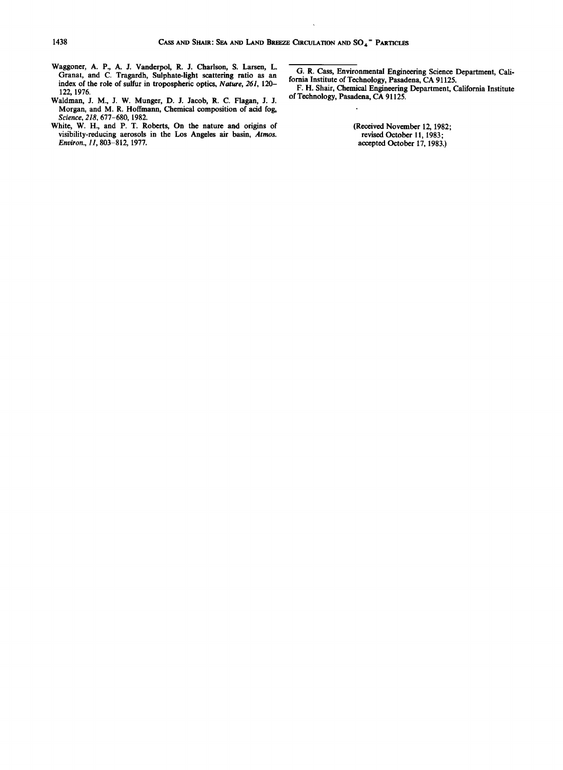Waggoner, A. P., A. J. Vanderpol, R. J. Charlson, S. Larsen, L. Granat, and C. Tragardh, Sulphate-light scattering ratio as an index of the role of sulfur in tropospheric optics, *Nature*, *261*, 120–122, 1976.

Waldman, J. M., J. W. Munger, D. J. Jacob, R. C. Flagan, J. J. Morgan, and M. R. Hoffmann, Chemical composition of acid fog, *Science*, *218*, 677–680, 1982.

White, W. H., and P. T. Roberts, On the nature and origins of visibility-reducing aerosols in the Los Angeles air basin, *Atmos. Environ.*, *11*, 803–812, 1977.

---

G. R. Cass, Environmental Engineering Science Department, California Institute of Technology, Pasadena, CA 91125.

F. H. Shair, Chemical Engineering Department, California Institute of Technology, Pasadena, CA 91125.

(Received November 12, 1982;
revised October 11, 1983;
accepted October 17, 1983.)